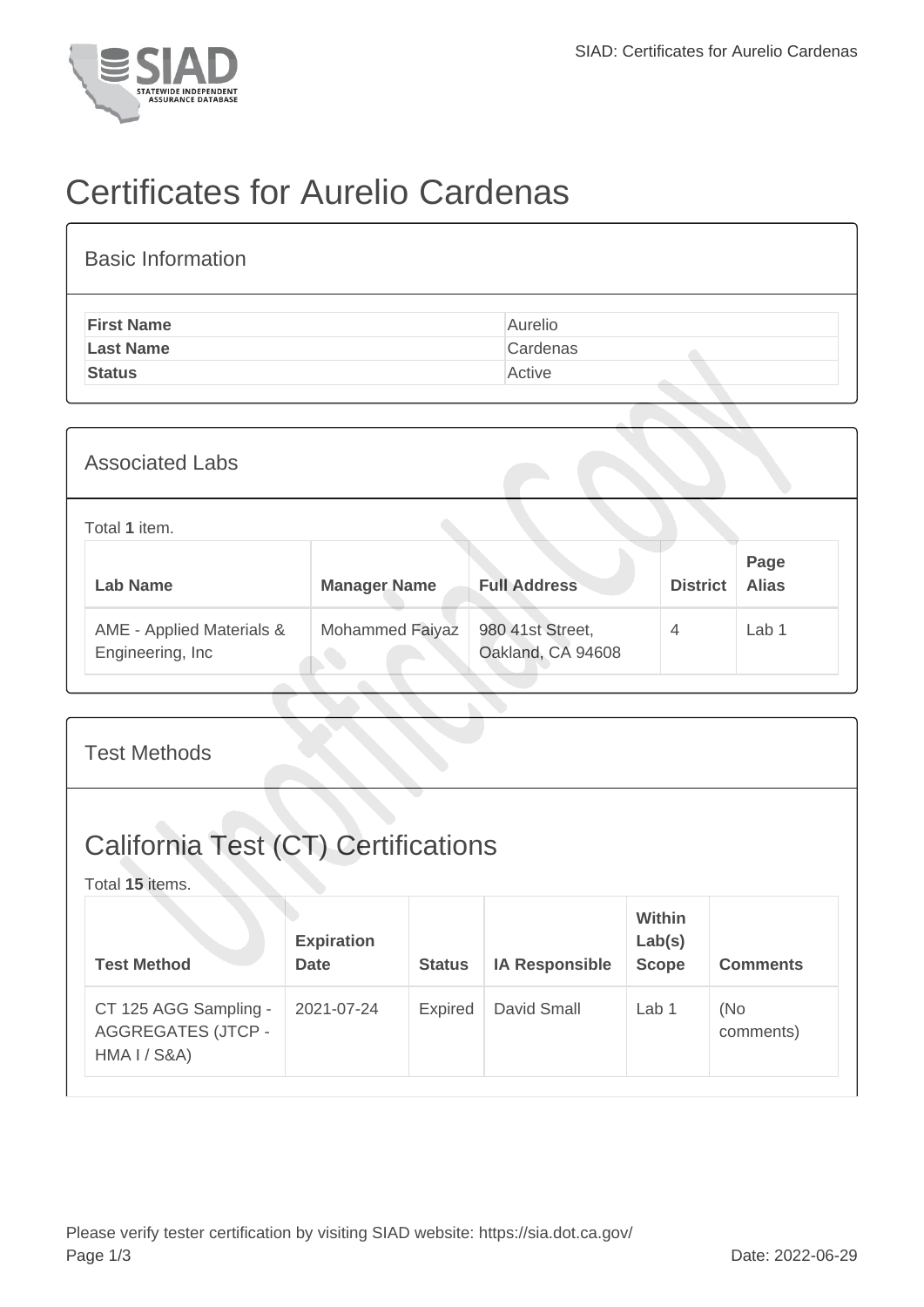# Certificates for Aurelio Cardenas

## Basic Information

| | |
|---|---|
| **First Name** | Aurelio |
| **Last Name** | Cardenas |
| **Status** | Active |

## Associated Labs

Total **1** item.

| Lab Name | Manager Name | Full Address | District | Page Alias |
|---|---|---|---|---|
| AME - Applied Materials & Engineering, Inc | Mohammed Faiyaz | 980 41st Street, Oakland, CA 94608 | 4 | Lab 1 |

## Test Methods

# California Test (CT) Certifications

Total **15** items.

| Test Method | Expiration Date | Status | IA Responsible | Within Lab(s) Scope | Comments |
|---|---|---|---|---|---|
| CT 125 AGG Sampling - AGGREGATES (JTCP - HMA I / S&A) | 2021-07-24 | Expired | David Small | Lab 1 | (No comments) |

Please verify tester certification by visiting SIAD website: https://sia.dot.ca.gov/

Date: 2022-06-29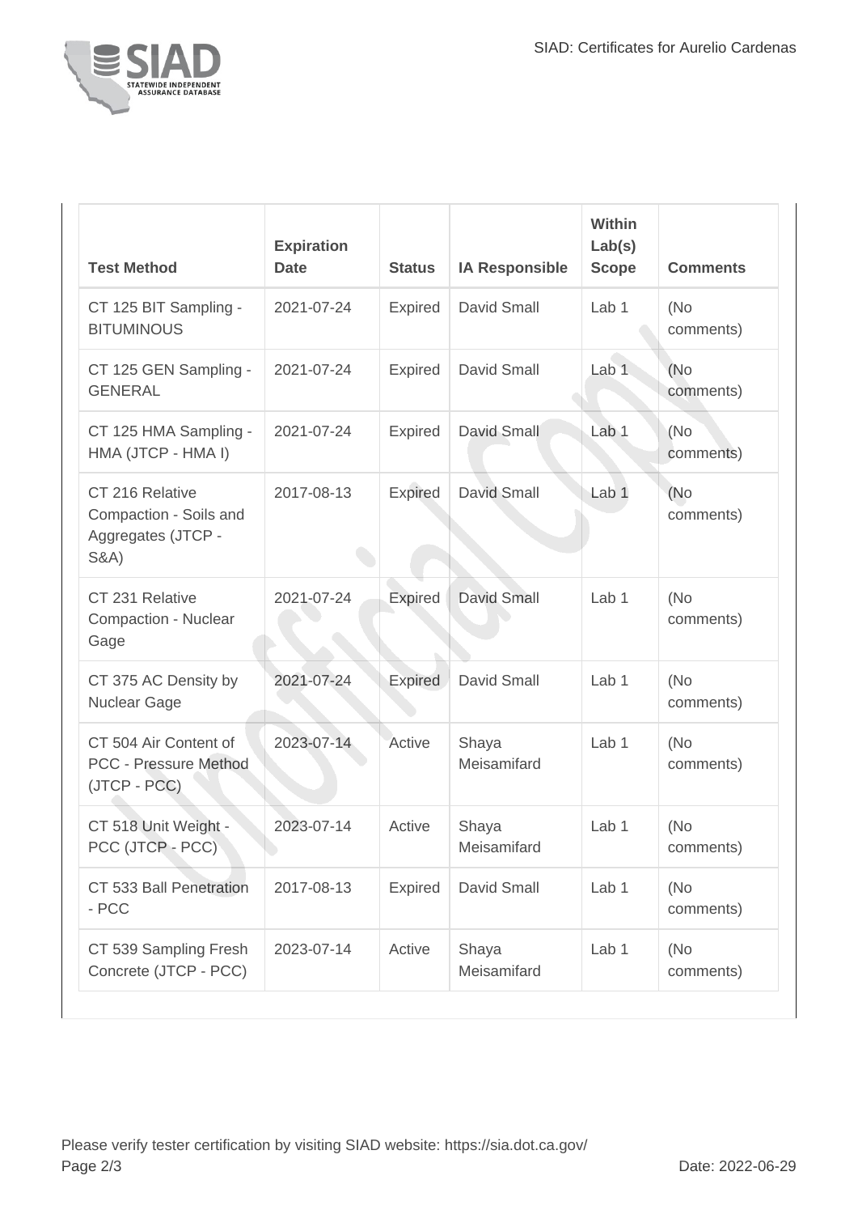| Test Method | Expiration Date | Status | IA Responsible | Within Lab(s) Scope | Comments |
| --- | --- | --- | --- | --- | --- |
| CT 125 BIT Sampling - BITUMINOUS | 2021-07-24 | Expired | David Small | Lab 1 | (No comments) |
| CT 125 GEN Sampling - GENERAL | 2021-07-24 | Expired | David Small | Lab 1 | (No comments) |
| CT 125 HMA Sampling - HMA (JTCP - HMA I) | 2021-07-24 | Expired | David Small | Lab 1 | (No comments) |
| CT 216 Relative Compaction - Soils and Aggregates (JTCP - S&A) | 2017-08-13 | Expired | David Small | Lab 1 | (No comments) |
| CT 231 Relative Compaction - Nuclear Gage | 2021-07-24 | Expired | David Small | Lab 1 | (No comments) |
| CT 375 AC Density by Nuclear Gage | 2021-07-24 | Expired | David Small | Lab 1 | (No comments) |
| CT 504 Air Content of PCC - Pressure Method (JTCP - PCC) | 2023-07-14 | Active | Shaya Meisamifard | Lab 1 | (No comments) |
| CT 518 Unit Weight - PCC (JTCP - PCC) | 2023-07-14 | Active | Shaya Meisamifard | Lab 1 | (No comments) |
| CT 533 Ball Penetration - PCC | 2017-08-13 | Expired | David Small | Lab 1 | (No comments) |
| CT 539 Sampling Fresh Concrete (JTCP - PCC) | 2023-07-14 | Active | Shaya Meisamifard | Lab 1 | (No comments) |

Please verify tester certification by visiting SIAD website: https://sia.dot.ca.gov/

Date: 2022-06-29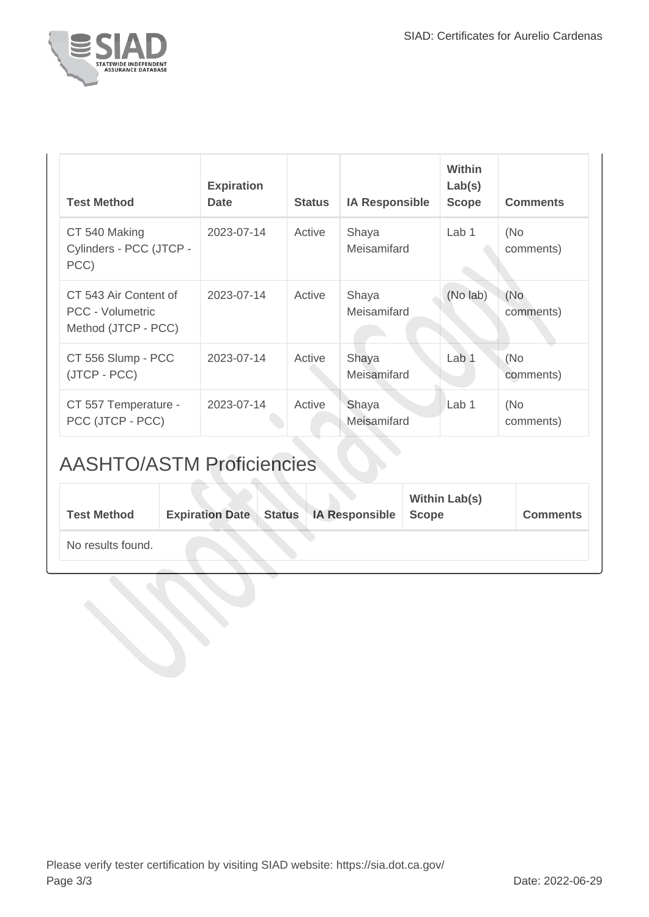| Test Method | Expiration Date | Status | IA Responsible | Within Lab(s) Scope | Comments |
|---|---|---|---|---|---|
| CT 540 Making Cylinders - PCC (JTCP - PCC) | 2023-07-14 | Active | Shaya Meisamifard | Lab 1 | (No comments) |
| CT 543 Air Content of PCC - Volumetric Method (JTCP - PCC) | 2023-07-14 | Active | Shaya Meisamifard | (No lab) | (No comments) |
| CT 556 Slump - PCC (JTCP - PCC) | 2023-07-14 | Active | Shaya Meisamifard | Lab 1 | (No comments) |
| CT 557 Temperature - PCC (JTCP - PCC) | 2023-07-14 | Active | Shaya Meisamifard | Lab 1 | (No comments) |

## AASHTO/ASTM Proficiencies

| Test Method | Expiration Date | Status | IA Responsible | Within Lab(s) Scope | Comments |
|---|---|---|---|---|---|
| No results found. | | | | | |

Please verify tester certification by visiting SIAD website: https://sia.dot.ca.gov/

Date: 2022-06-29